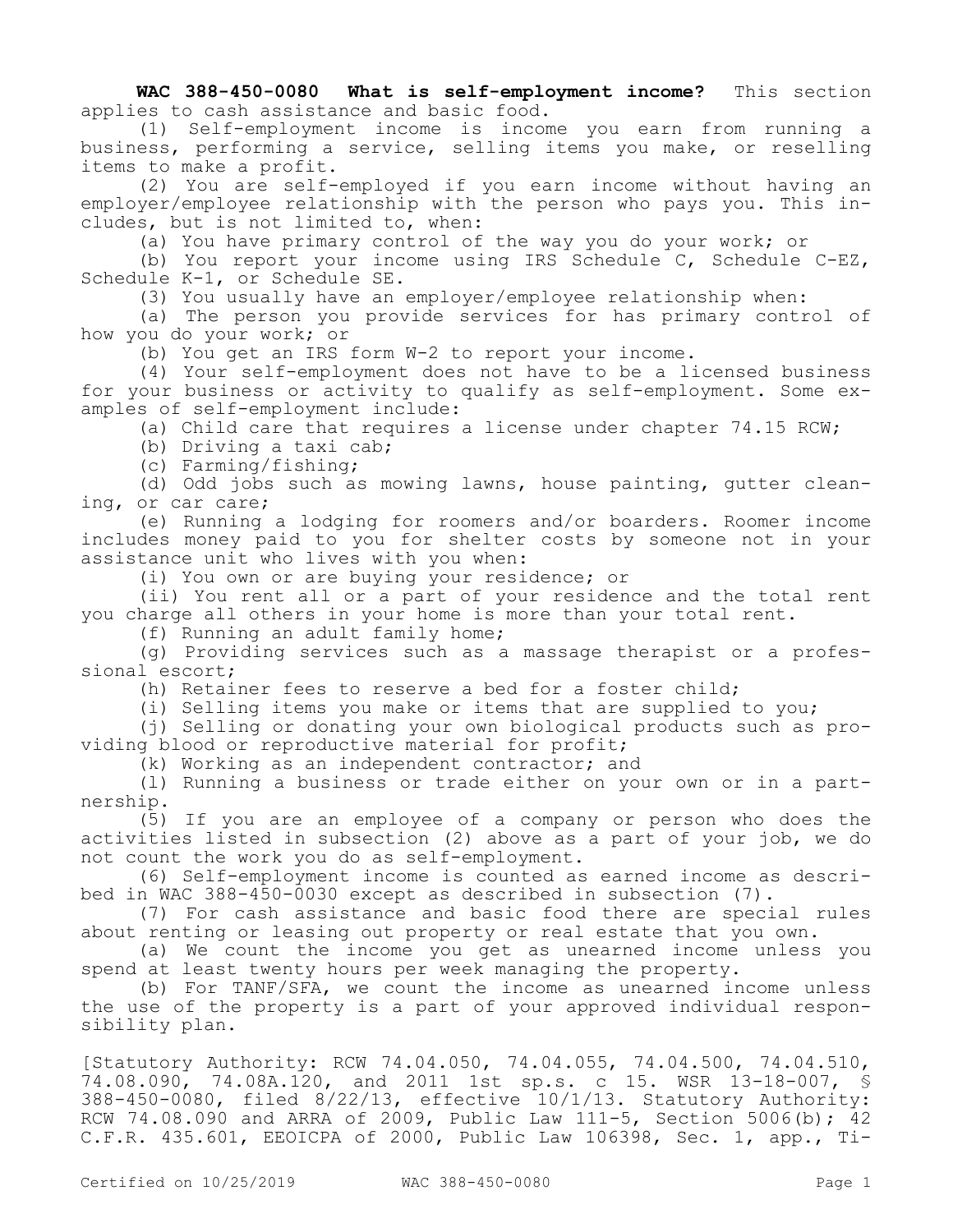**WAC 388-450-0080 What is self-employment income?** This section applies to cash assistance and basic food.

(1) Self-employment income is income you earn from running a business, performing a service, selling items you make, or reselling items to make a profit.

(2) You are self-employed if you earn income without having an employer/employee relationship with the person who pays you. This includes, but is not limited to, when:

(a) You have primary control of the way you do your work; or

(b) You report your income using IRS Schedule C, Schedule C-EZ, Schedule K-1, or Schedule SE.

(3) You usually have an employer/employee relationship when:

(a) The person you provide services for has primary control of how you do your work; or

(b) You get an IRS form W-2 to report your income.

(4) Your self-employment does not have to be a licensed business for your business or activity to qualify as self-employment. Some examples of self-employment include:

(a) Child care that requires a license under chapter 74.15 RCW;

(b) Driving a taxi cab;

(c) Farming/fishing;

(d) Odd jobs such as mowing lawns, house painting, gutter cleaning, or car care;

(e) Running a lodging for roomers and/or boarders. Roomer income includes money paid to you for shelter costs by someone not in your assistance unit who lives with you when:

(i) You own or are buying your residence; or

(ii) You rent all or a part of your residence and the total rent you charge all others in your home is more than your total rent.

(f) Running an adult family home;

(g) Providing services such as a massage therapist or a professional escort;

(h) Retainer fees to reserve a bed for a foster child;

(i) Selling items you make or items that are supplied to you;

(j) Selling or donating your own biological products such as providing blood or reproductive material for profit;

(k) Working as an independent contractor; and

(l) Running a business or trade either on your own or in a partnership.

(5) If you are an employee of a company or person who does the activities listed in subsection (2) above as a part of your job, we do not count the work you do as self-employment.

(6) Self-employment income is counted as earned income as described in WAC 388-450-0030 except as described in subsection (7).

(7) For cash assistance and basic food there are special rules about renting or leasing out property or real estate that you own.

(a) We count the income you get as unearned income unless you spend at least twenty hours per week managing the property.

(b) For TANF/SFA, we count the income as unearned income unless the use of the property is a part of your approved individual responsibility plan.

[Statutory Authority: RCW 74.04.050, 74.04.055, 74.04.500, 74.04.510, 74.08.090, 74.08A.120, and 2011 1st sp.s. c 15. WSR 13-18-007, § 388-450-0080, filed 8/22/13, effective 10/1/13. Statutory Authority: RCW 74.08.090 and ARRA of 2009, Public Law 111-5, Section 5006(b); 42 C.F.R. 435.601, EEOICPA of 2000, Public Law 106398, Sec. 1, app., Ti-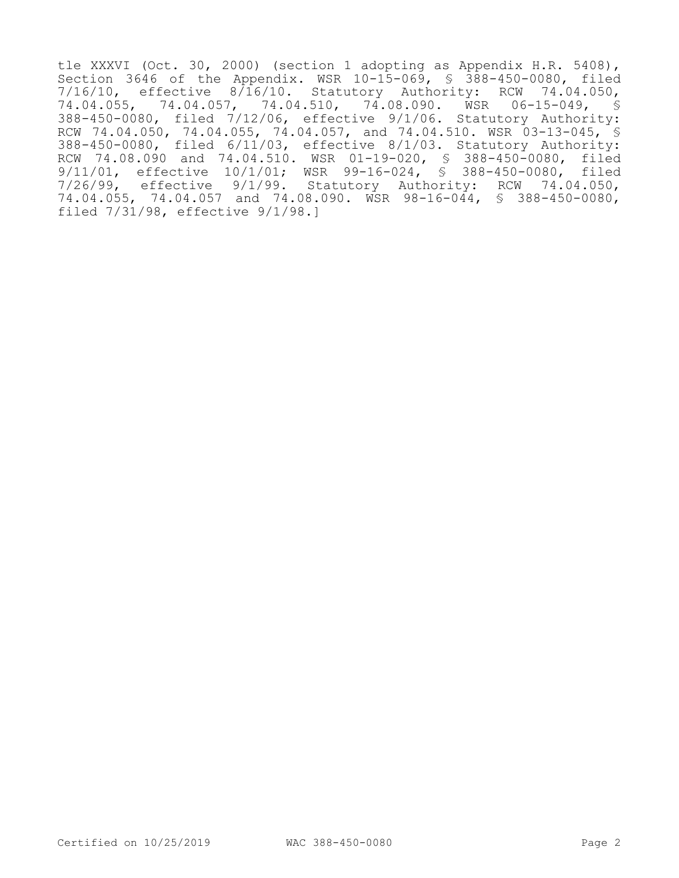tle XXXVI (Oct. 30, 2000) (section 1 adopting as Appendix H.R. 5408), Section 3646 of the Appendix. WSR 10-15-069, § 388-450-0080, filed 7/16/10, effective 8/16/10. Statutory Authority: RCW 74.04.050, 74.04.055, 74.04.057, 74.04.510, 74.08.090. WSR 06-15-049, § 388-450-0080, filed 7/12/06, effective 9/1/06. Statutory Authority: RCW 74.04.050, 74.04.055, 74.04.057, and 74.04.510. WSR 03-13-045, § 388-450-0080, filed 6/11/03, effective 8/1/03. Statutory Authority: RCW 74.08.090 and 74.04.510. WSR 01-19-020, § 388-450-0080, filed 9/11/01, effective 10/1/01; WSR 99-16-024, § 388-450-0080, filed 7/26/99, effective 9/1/99. Statutory Authority: RCW 74.04.050, 74.04.055, 74.04.057 and 74.08.090. WSR 98-16-044, § 388-450-0080, filed 7/31/98, effective 9/1/98.]